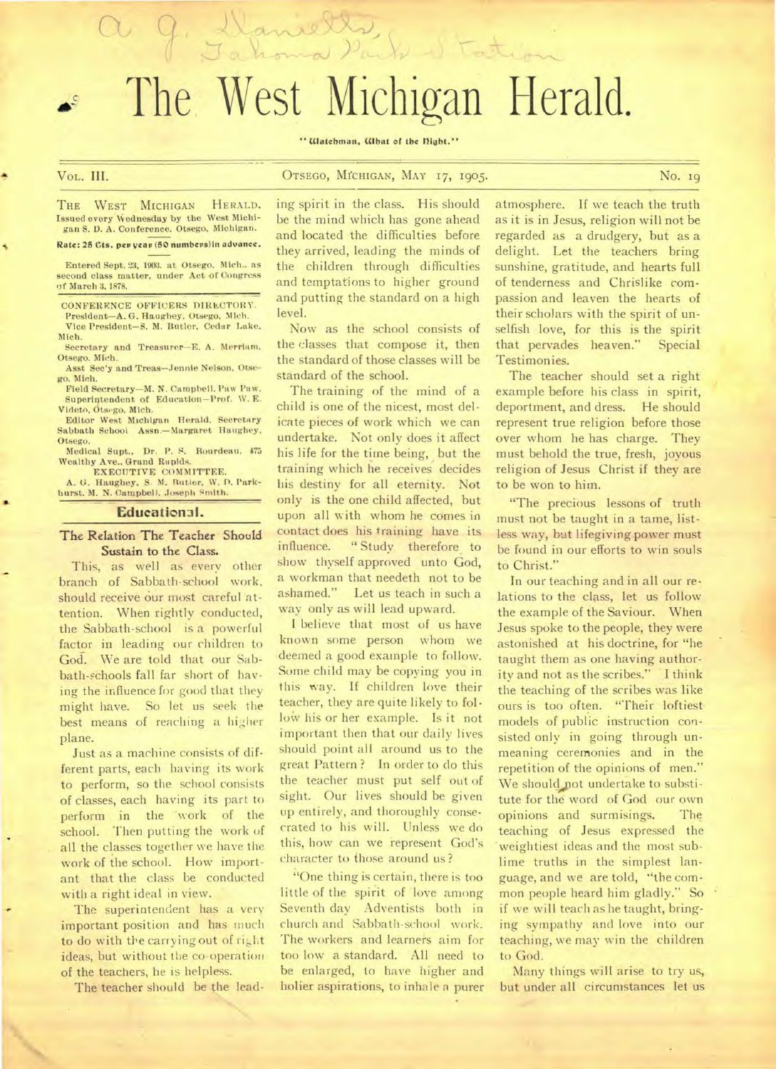# The West Michigan Herald.

"Watchman, What of the Night."

VOL. III. OTSEGO, MICHIGAN, MAY 17, 1905. No. 19

THE WEST MICHIGAN HERALD. Issued every Wednesday by the West Michigan S. D. A. Conference. Otsego, Michigan.

**Rate: 25 Cts. per year (50 numbers) in advance.**

Entered Sept. 23, 1903, at Otsego, Mich., as second class matter, under Act of Congress of March 3, 1878.

CONFERENCE OFFICERS DIRECTORY.
President—A. G. Haughey, Otsego, Mich.
Vice President—S. M. Butler, Cedar Lake, Mich.
Secretary and Treasurer—E. A. Merriam, Otsego, Mich.
Asst Sec'y and Treas—Jennie Nelson, Otsego, Mich.
Field Secretary—M. N. Campbell, Paw Paw.
Superintendent of Education—Prof. W. E. Videto, Otsego, Mich.
Editor West Michigan Herald, Secretary Sabbath School Assn.—Margaret Haughey, Otsego.
Medical Supt., Dr. P. S. Bourdeau, 475 Wealthy Ave., Grand Rapids.

EXECUTIVE COMMITTEE.
A. G. Haughey, S. M. Butler, W. D. Parkhurst, M. N. Campbell, Joseph Smith.

## Educational.

### The Relation The Teacher Should Sustain to the Class.

This, as well as every other branch of Sabbath-school work, should receive our most careful attention. When rightly conducted, the Sabbath-school is a powerful factor in leading our children to God. We are told that our Sabbath-schools fall far short of having the influence for good that they might have. So let us seek the best means of reaching a higher plane.

Just as a machine consists of different parts, each having its work to perform, so the school consists of classes, each having its part to perform in the work of the school. Then putting the work of all the classes together we have the work of the school. How important that the class be conducted with a right ideal in view.

The superintendent has a very important position and has much to do with the carrying out of right ideas, but without the co-operation of the teachers, he is helpless.

The teacher should be the leading spirit in the class. His should be the mind which has gone ahead and located the difficulties before they arrived, leading the minds of the children through difficulties and temptations to higher ground and putting the standard on a high level.

Now as the school consists of the classes that compose it, then the standard of those classes will be the standard of the school.

The training of the mind of a child is one of the nicest, most delicate pieces of work which we can undertake. Not only does it affect his life for the time being, but the training which he receives decides his destiny for all eternity. Not only is the one child affected, but upon all with whom he comes in contact does his training have its influence. "Study therefore to show thyself approved unto God, a workman that needeth not to be ashamed." Let us teach in such a way only as will lead upward.

I believe that most of us have known some person whom we deemed a good example to follow. Some child may be copying you in this way. If children love their teacher, they are quite likely to follow his or her example. Is it not important then that our daily lives should point all around us to the great Pattern? In order to do this the teacher must put self out of sight. Our lives should be given up entirely, and thoroughly consecrated to his will. Unless we do this, how can we represent God's character to those around us?

"One thing is certain, there is too little of the spirit of love among Seventh day Adventists both in church and Sabbath-school work. The workers and learners aim for too low a standard. All need to be enlarged, to have higher and holier aspirations, to inhale a purer atmosphere. If we teach the truth as it is in Jesus, religion will not be regarded as a drudgery, but as a delight. Let the teachers bring sunshine, gratitude, and hearts full of tenderness and Chrislike compassion and leaven the hearts of their scholars with the spirit of unselfish love, for this is the spirit that pervades heaven." Special Testimonies.

The teacher should set a right example before his class in spirit, deportment, and dress. He should represent true religion before those over whom he has charge. They must behold the true, fresh, joyous religion of Jesus Christ if they are to be won to him.

"The precious lessons of truth must not be taught in a tame, listless way, but lifegiving power must be found in our efforts to win souls to Christ."

In our teaching and in all our relations to the class, let us follow the example of the Saviour. When Jesus spoke to the people, they were astonished at his doctrine, for "he taught them as one having authority and not as the scribes." I think the teaching of the scribes was like ours is too often. "Their loftiest models of public instruction consisted only in going through unmeaning ceremonies and in the repetition of the opinions of men." We should not undertake to substitute for the word of God our own opinions and surmisings. The teaching of Jesus expressed the weightiest ideas and the most sublime truths in the simplest language, and we are told, "the common people heard him gladly." So if we will teach as he taught, bringing sympathy and love into our teaching, we may win the children to God.

Many things will arise to try us, but under all circumstances let us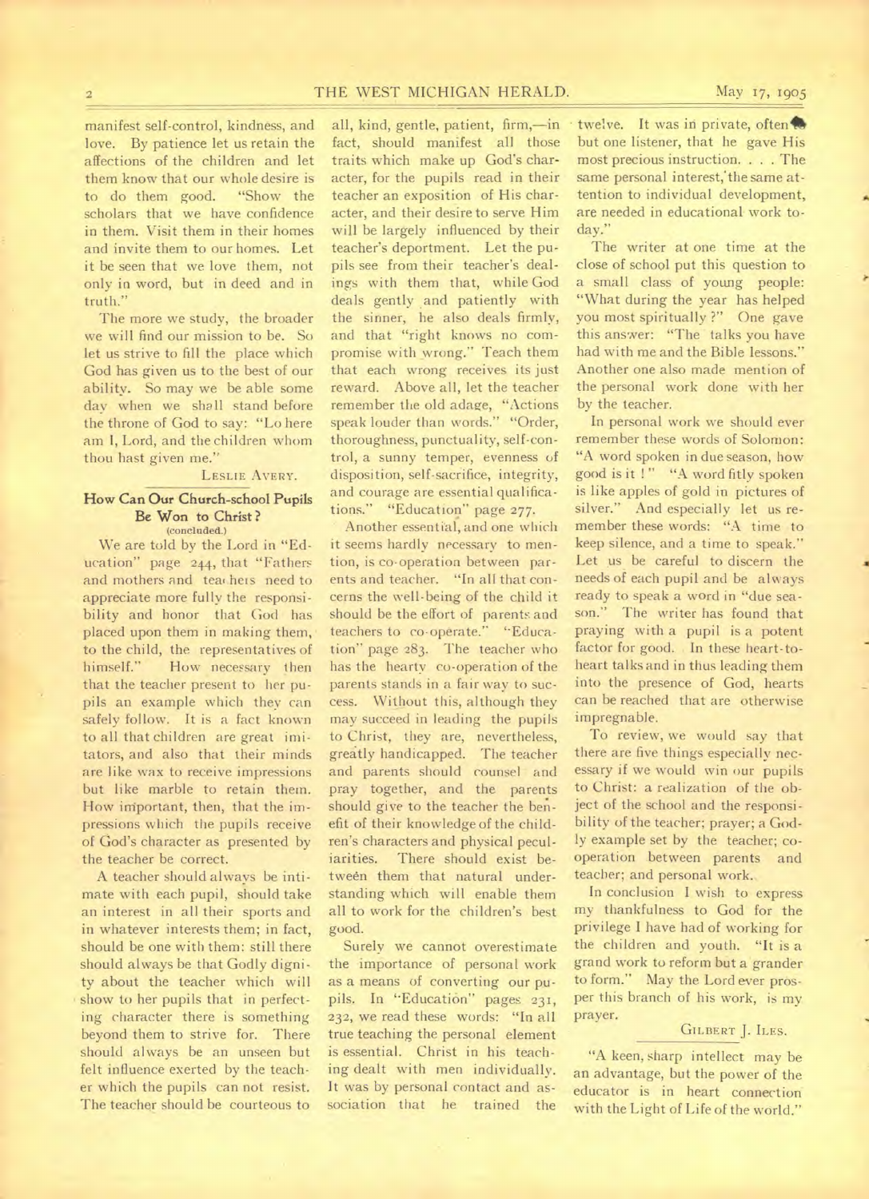manifest self-control, kindness, and love. By patience let us retain the affections of the children and let them know that our whole desire is to do them good. "Show the scholars that we have confidence in them. Visit them in their homes and invite them to our homes. Let it be seen that we love them, not only in word, but in deed and in truth."

The more we study, the broader we will find our mission to be. So let us strive to fill the place which God has given us to the best of our ability. So may we be able some day when we shall stand before the throne of God to say: "Lo here am I, Lord, and the children whom thou hast given me."

LESLIE AVERY.

## How Can Our Church-school Pupils Be Won to Christ?

(concluded.)

We are told by the Lord in "Education" page 244, that "Fathers and mothers and teachers need to appreciate more fully the responsibility and honor that God has placed upon them in making them, to the child, the representatives of himself." How necessary then that the teacher present to her pupils an example which they can safely follow. It is a fact known to all that children are great imitators, and also that their minds are like wax to receive impressions but like marble to retain them. How important, then, that the impressions which the pupils receive of God's character as presented by the teacher be correct.

A teacher should always be intimate with each pupil, should take an interest in all their sports and in whatever interests them; in fact, should be one with them: still there should always be that Godly dignity about the teacher which will show to her pupils that in perfecting character there is something beyond them to strive for. There should always be an unseen but felt influence exerted by the teacher which the pupils can not resist. The teacher should be courteous to all, kind, gentle, patient, firm,—in fact, should manifest all those traits which make up God's character, for the pupils read in their teacher an exposition of His character, and their desire to serve Him will be largely influenced by their teacher's deportment. Let the pupils see from their teacher's dealings with them that, while God deals gently and patiently with the sinner, he also deals firmly, and that "right knows no compromise with wrong." Teach them that each wrong receives its just reward. Above all, let the teacher remember the old adage, "Actions speak louder than words." "Order, thoroughness, punctuality, self-control, a sunny temper, evenness of disposition, self-sacrifice, integrity, and courage are essential qualifications." "Education" page 277.

Another essential, and one which it seems hardly necessary to mention, is co-operation between parents and teacher. "In all that concerns the well-being of the child it should be the effort of parents and teachers to co-operate." "Education" page 283. The teacher who has the hearty co-operation of the parents stands in a fair way to success. Without this, although they may succeed in leading the pupils to Christ, they are, nevertheless, greatly handicapped. The teacher and parents should counsel and pray together, and the parents should give to the teacher the benefit of their knowledge of the children's characters and physical peculiarities. There should exist between them that natural understanding which will enable them all to work for the children's best good.

Surely we cannot overestimate the importance of personal work as a means of converting our pupils. In "Education" pages 231, 232, we read these words: "In all true teaching the personal element is essential. Christ in his teaching dealt with men individually. It was by personal contact and association that he trained the twelve. It was in private, often to but one listener, that he gave His most precious instruction. . . . The same personal interest, the same attention to individual development, are needed in educational work today."

The writer at one time at the close of school put this question to a small class of young people: "What during the year has helped you most spiritually?" One gave this answer: "The talks you have had with me and the Bible lessons." Another one also made mention of the personal work done with her by the teacher.

In personal work we should ever remember these words of Solomon: "A word spoken in due season, how good is it!" "A word fitly spoken is like apples of gold in pictures of silver." And especially let us remember these words: "A time to keep silence, and a time to speak." Let us be careful to discern the needs of each pupil and be always ready to speak a word in "due season." The writer has found that praying with a pupil is a potent factor for good. In these heart-to-heart talks and in thus leading them into the presence of God, hearts can be reached that are otherwise impregnable.

To review, we would say that there are five things especially necessary if we would win our pupils to Christ: a realization of the object of the school and the responsibility of the teacher; prayer; a Godly example set by the teacher; co-operation between parents and teacher; and personal work.

In conclusion I wish to express my thankfulness to God for the privilege I have had of working for the children and youth. "It is a grand work to reform but a grander to form." May the Lord ever prosper this branch of his work, is my prayer.

GILBERT J. ILES.

"A keen, sharp intellect may be an advantage, but the power of the educator is in heart connection with the Light of Life of the world."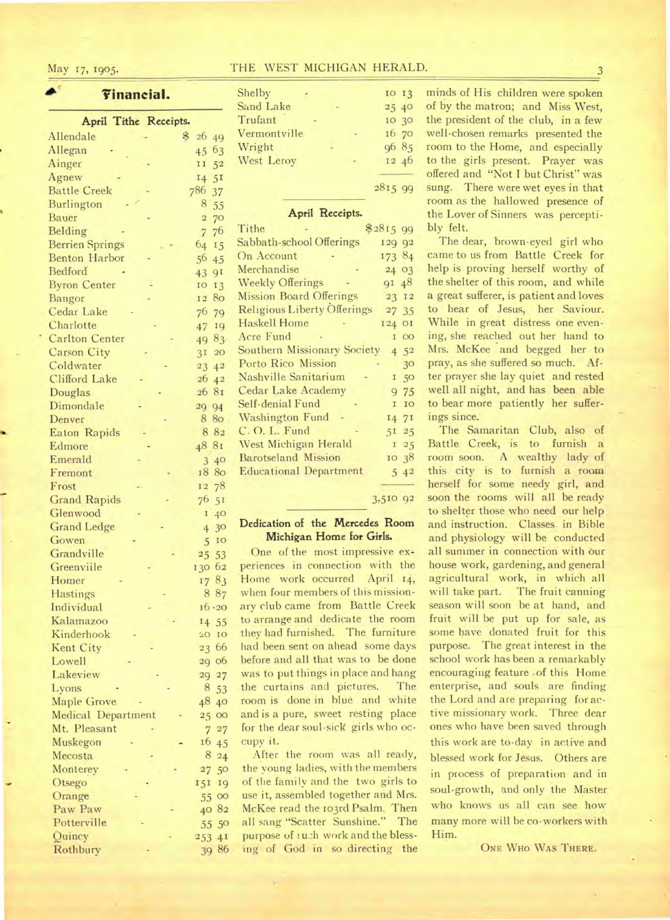## Financial.

### April Tithe Receipts.

| | |
|---|---|
| Allendale | $ 26 49 |
| Allegan | 45 63 |
| Ainger | 11 52 |
| Agnew | 14 51 |
| Battle Creek | 786 37 |
| Burlington | 8 55 |
| Bauer | 2 70 |
| Belding | 7 76 |
| Berrien Springs | 64 15 |
| Benton Harbor | 56 45 |
| Bedford | 43 91 |
| Byron Center | 10 13 |
| Bangor | 12 80 |
| Cedar Lake | 76 79 |
| Charlotte | 47 19 |
| Carlton Center | 49 83 |
| Carson City | 31 20 |
| Coldwater | 23 42 |
| Clifford Lake | 26 42 |
| Douglas | 26 81 |
| Dimondale | 29 94 |
| Denver | 8 80 |
| Eaton Rapids | 8 82 |
| Edmore | 48 81 |
| Emerald | 3 40 |
| Fremont | 18 80 |
| Frost | 12 78 |
| Grand Rapids | 76 51 |
| Glenwood | 1 40 |
| Grand Ledge | 4 30 |
| Gowen | 5 10 |
| Grandville | 25 53 |
| Greenviile | 130 62 |
| Homer | 17 83 |
| Hastings | 8 87 |
| Individual | 16 20 |
| Kalamazoo | 14 55 |
| Kinderhook | 20 10 |
| Kent City | 23 66 |
| Lowell | 29 06 |
| Lakeview | 29 27 |
| Lyons | 8 53 |
| Maple Grove | 48 40 |
| Medical Department | 25 00 |
| Mt. Pleasant | 7 27 |
| Muskegon | 16 45 |
| Mecosta | 8 24 |
| Monterey | 27 50 |
| Otsego | 151 19 |
| Orange | 55 00 |
| Paw Paw | 40 82 |
| Potterville | 55 50 |
| Quincy | 253 41 |
| Rothbury | 39 86 |
| Shelby | 10 13 |
| Sand Lake | 25 40 |
| Trufant | 10 30 |
| Vermontville | 16 70 |
| Wright | 96 85 |
| West Leroy | 12 46 |
| | 2815 99 |

### April Receipts.

| | |
|---|---|
| Tithe | $2815 99 |
| Sabbath-school Offerings | 129 92 |
| On Account | 173 84 |
| Merchandise | 24 03 |
| Weekly Offerings | 91 48 |
| Mission Board Offerings | 23 12 |
| Religious Liberty Offerings | 27 35 |
| Haskell Home | 124 01 |
| Acre Fund | 1 00 |
| Southern Missionary Society | 4 52 |
| Porto Rico Mission | 30 |
| Nashville Sanitarium | 1 50 |
| Cedar Lake Academy | 9 75 |
| Self-denial Fund | 1 10 |
| Washington Fund | 14 71 |
| C. O. L. Fund | 51 25 |
| West Michigan Herald | 1 25 |
| Barotseland Mission | 10 38 |
| Educational Department | 5 42 |
| | 3,510 92 |

### Dedication of the Mercedes Room Michigan Home for Girls.

One of the most impressive experiences in connection with the Home work occurred April 14, when four members of this missionary club came from Battle Creek to arrange and dedicate the room they had furnished. The furniture had been sent on ahead some days before and all that was to be done was to put things in place and hang the curtains and pictures. The room is done in blue and white and is a pure, sweet resting place for the dear soul-sick girls who occupy it.

After the room was all ready, the young ladies, with the members of the family and the two girls to use it, assembled together and Mrs. McKee read the 103rd Psalm. Then all sang "Scatter Sunshine." The purpose of such work and the blessing of God in so directing the minds of His children were spoken of by the matron; and Miss West, the president of the club, in a few well-chosen remarks presented the room to the Home, and especially to the girls present. Prayer was offered and "Not I but Christ" was sung. There were wet eyes in that room as the hallowed presence of the Lover of Sinners was perceptibly felt.

The dear, brown-eyed girl who came to us from Battle Creek for help is proving herself worthy of the shelter of this room, and while a great sufferer, is patient and loves to hear of Jesus, her Saviour. While in great distress one evening, she reached out her hand to Mrs. McKee and begged her to pray, as she suffered so much. After prayer she lay quiet and rested well all night, and has been able to bear more patiently her sufferings since.

The Samaritan Club, also of Battle Creek, is to furnish a room soon. A wealthy lady of this city is to furnish a room herself for some needy girl, and soon the rooms will all be ready to shelter those who need our help and instruction. Classes in Bible and physiology will be conducted all summer in connection with our house work, gardening, and general agricultural work, in which all will take part. The fruit canning season will soon be at hand, and fruit will be put up for sale, as some have donated fruit for this purpose. The great interest in the school work has been a remarkably encouraging feature of this Home enterprise, and souls are finding the Lord and are preparing for active missionary work. Three dear ones who have been saved through this work are to-day in active and blessed work for Jesus. Others are in process of preparation and in soul-growth, and only the Master who knows us all can see how many more will be co-workers with Him.

ONE WHO WAS THERE.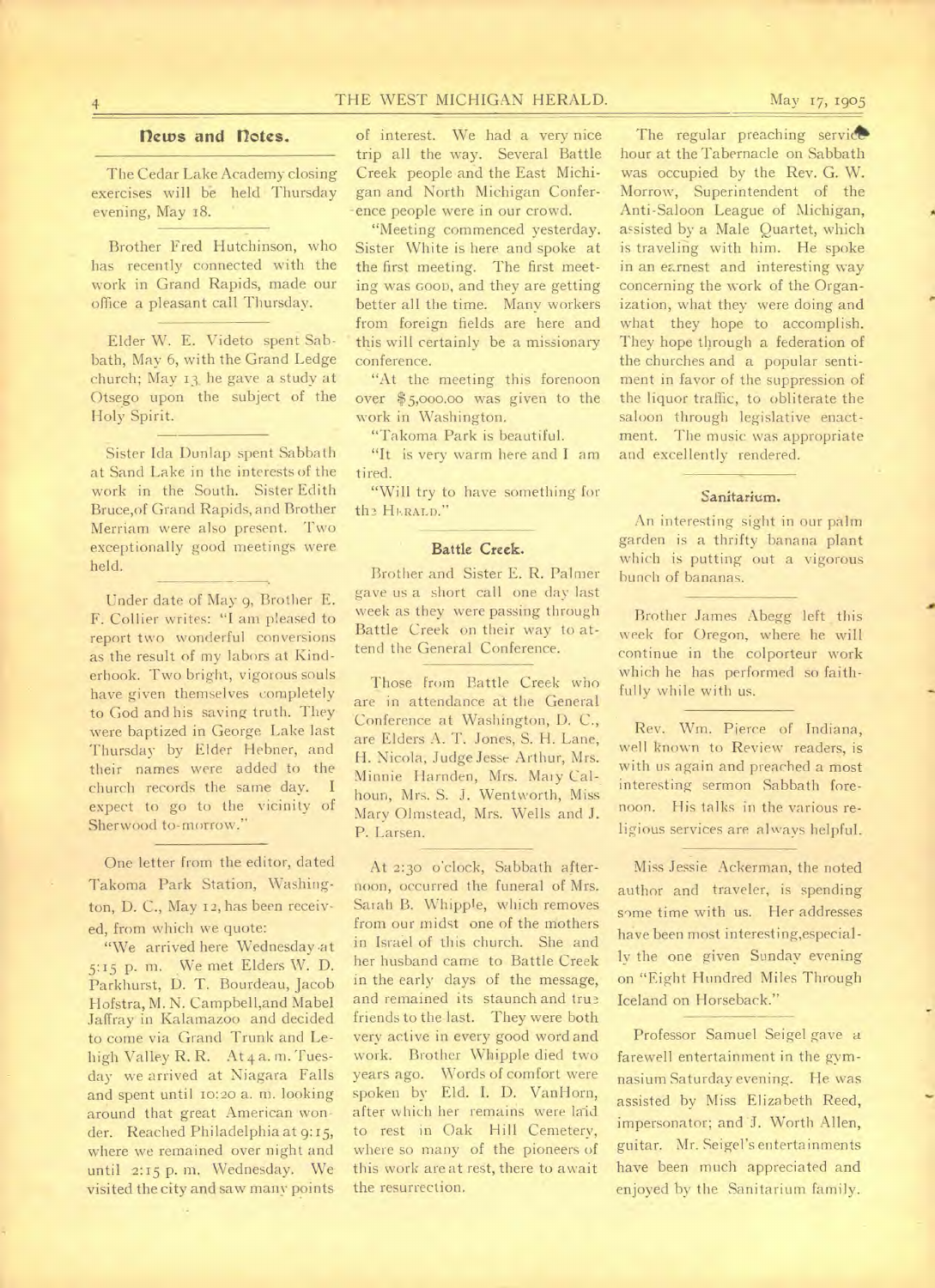## News and Notes.

The Cedar Lake Academy closing exercises will be held Thursday evening, May 18.

Brother Fred Hutchinson, who has recently connected with the work in Grand Rapids, made our office a pleasant call Thursday.

Elder W. E. Videto spent Sabbath, May 6, with the Grand Ledge church; May 13, he gave a study at Otsego upon the subject of the Holy Spirit.

Sister Ida Dunlap spent Sabbath at Sand Lake in the interests of the work in the South. Sister Edith Bruce, of Grand Rapids, and Brother Merriam were also present. Two exceptionally good meetings were held.

Under date of May 9, Brother E. F. Collier writes: "I am pleased to report two wonderful conversions as the result of my labors at Kinderhook. Two bright, vigorous souls have given themselves completely to God and his saving truth. They were baptized in George Lake last Thursday by Elder Hebner, and their names were added to the church records the same day. I expect to go to the vicinity of Sherwood to-morrow."

One letter from the editor, dated Takoma Park Station, Washington, D. C., May 12, has been received, from which we quote:

"We arrived here Wednesday at 5:15 p. m. We met Elders W. D. Parkhurst, D. T. Bourdeau, Jacob Hofstra, M. N. Campbell, and Mabel Jaffray in Kalamazoo and decided to come via Grand Trunk and Lehigh Valley R. R. At 4 a. m. Tuesday we arrived at Niagara Falls and spent until 10:20 a. m. looking around that great American wonder. Reached Philadelphia at 9:15, where we remained over night and until 2:15 p. m. Wednesday. We visited the city and saw many points of interest. We had a very nice trip all the way. Several Battle Creek people and the East Michigan and North Michigan Conference people were in our crowd.

"Meeting commenced yesterday. Sister White is here and spoke at the first meeting. The first meeting was GOOD, and they are getting better all the time. Many workers from foreign fields are here and this will certainly be a missionary conference.

"At the meeting this forenoon over $5,000.00 was given to the work in Washington.

"Takoma Park is beautiful.

"It is very warm here and I am tired.

"Will try to have something for the HERALD."

### Battle Creek.

Brother and Sister E. R. Palmer gave us a short call one day last week as they were passing through Battle Creek on their way to attend the General Conference.

Those from Battle Creek who are in attendance at the General Conference at Washington, D. C., are Elders A. T. Jones, S. H. Lane, H. Nicola, Judge Jesse Arthur, Mrs. Minnie Harnden, Mrs. Mary Calhoun, Mrs. S. J. Wentworth, Miss Mary Olmstead, Mrs. Wells and J. P. Larsen.

At 2:30 o'clock, Sabbath afternoon, occurred the funeral of Mrs. Sarah B. Whipple, which removes from our midst one of the mothers in Israel of this church. She and her husband came to Battle Creek in the early days of the message, and remained its staunch and true friends to the last. They were both very active in every good word and work. Brother Whipple died two years ago. Words of comfort were spoken by Eld. I. D. VanHorn, after which her remains were laid to rest in Oak Hill Cemetery, where so many of the pioneers of this work are at rest, there to await the resurrection.

The regular preaching service hour at the Tabernacle on Sabbath was occupied by the Rev. G. W. Morrow, Superintendent of the Anti-Saloon League of Michigan, assisted by a Male Quartet, which is traveling with him. He spoke in an earnest and interesting way concerning the work of the Organization, what they were doing and what they hope to accomplish. They hope through a federation of the churches and a popular sentiment in favor of the suppression of the liquor traffic, to obliterate the saloon through legislative enactment. The music was appropriate and excellently rendered.

### Sanitarium.

An interesting sight in our palm garden is a thrifty banana plant which is putting out a vigorous bunch of bananas.

Brother James Abegg left this week for Oregon, where he will continue in the colporteur work which he has performed so faithfully while with us.

Rev. Wm. Pierce of Indiana, well known to Review readers, is with us again and preached a most interesting sermon Sabbath forenoon. His talks in the various religious services are always helpful.

Miss Jessie Ackerman, the noted author and traveler, is spending some time with us. Her addresses have been most interesting, especially the one given Sunday evening on "Eight Hundred Miles Through Iceland on Horseback."

Professor Samuel Seigel gave a farewell entertainment in the gymnasium Saturday evening. He was assisted by Miss Elizabeth Reed, impersonator; and J. Worth Allen, guitar. Mr. Seigel's entertainments have been much appreciated and enjoyed by the Sanitarium family.